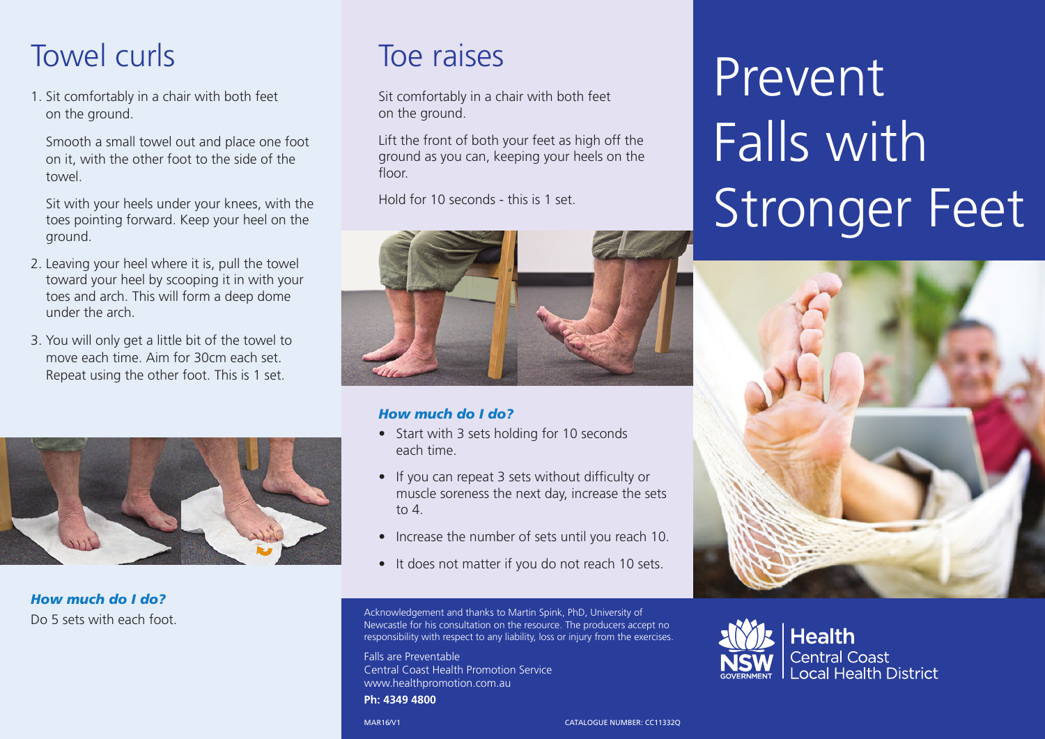## Towel curls

1. Sit comfortably in a chair with both feet on the ground.

   Smooth a small towel out and place one foot on it, with the other foot to the side of the towel.

   Sit with your heels under your knees, with the toes pointing forward. Keep your heel on the ground.

2. Leaving your heel where it is, pull the towel toward your heel by scooping it in with your toes and arch. This will form a deep dome under the arch.
3. You will only get a little bit of the towel to move each time. Aim for 30cm each set. Repeat using the other foot. This is 1 set.

***How much do I do?***

Do 5 sets with each foot.

## Toe raises

Sit comfortably in a chair with both feet on the ground.

Lift the front of both your feet as high off the ground as you can, keeping your heels on the floor.

Hold for 10 seconds - this is 1 set.

***How much do I do?***

- Start with 3 sets holding for 10 seconds each time.
- If you can repeat 3 sets without difficulty or muscle soreness the next day, increase the sets to 4.
- Increase the number of sets until you reach 10.
- It does not matter if you do not reach 10 sets.

Acknowledgement and thanks to Martin Spink, PhD, University of Newcastle for his consultation on the resource. The producers accept no responsibility with respect to any liability, loss or injury from the exercises.

Falls are Preventable
Central Coast Health Promotion Service
www.healthpromotion.com.au

**Ph: 4349 4800**

MAR16/V1 CATALOGUE NUMBER: CC11332Q

# Prevent Falls with Stronger Feet

NSW GOVERNMENT
**Health**
Central Coast
Local Health District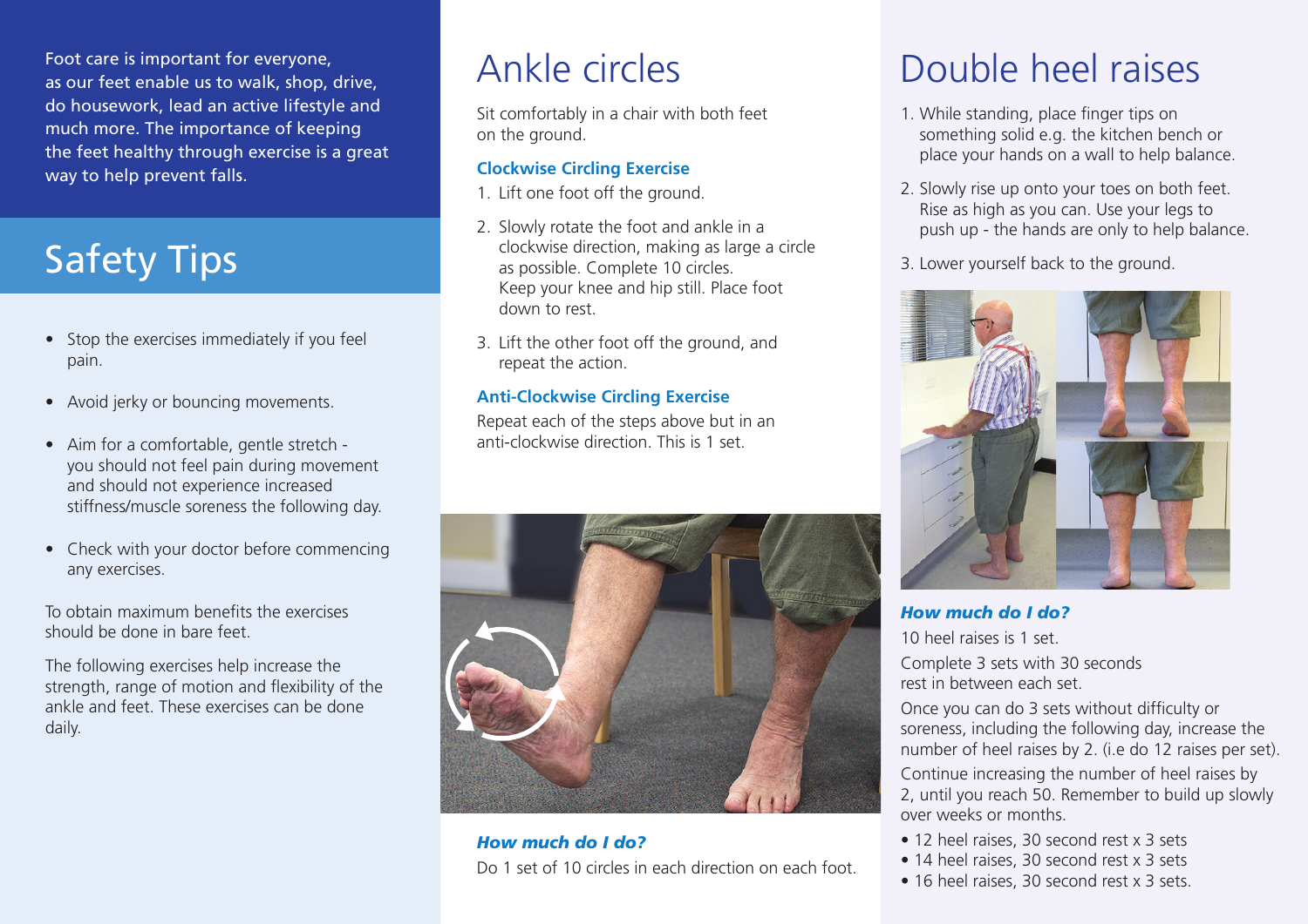Foot care is important for everyone, as our feet enable us to walk, shop, drive, do housework, lead an active lifestyle and much more. The importance of keeping the feet healthy through exercise is a great way to help prevent falls.

## Safety Tips

- Stop the exercises immediately if you feel pain.
- Avoid jerky or bouncing movements.
- Aim for a comfortable, gentle stretch - you should not feel pain during movement and should not experience increased stiffness/muscle soreness the following day.
- Check with your doctor before commencing any exercises.

To obtain maximum benefits the exercises should be done in bare feet.

The following exercises help increase the strength, range of motion and flexibility of the ankle and feet. These exercises can be done daily.

# Ankle circles

Sit comfortably in a chair with both feet on the ground.

### Clockwise Circling Exercise

1. Lift one foot off the ground.
2. Slowly rotate the foot and ankle in a clockwise direction, making as large a circle as possible. Complete 10 circles. Keep your knee and hip still. Place foot down to rest.
3. Lift the other foot off the ground, and repeat the action.

### Anti-Clockwise Circling Exercise

Repeat each of the steps above but in an anti-clockwise direction. This is 1 set.

***How much do I do?***

Do 1 set of 10 circles in each direction on each foot.

# Double heel raises

1. While standing, place finger tips on something solid e.g. the kitchen bench or place your hands on a wall to help balance.
2. Slowly rise up onto your toes on both feet. Rise as high as you can. Use your legs to push up - the hands are only to help balance.
3. Lower yourself back to the ground.

***How much do I do?***

10 heel raises is 1 set.

Complete 3 sets with 30 seconds rest in between each set.

Once you can do 3 sets without difficulty or soreness, including the following day, increase the number of heel raises by 2. (i.e do 12 raises per set).

Continue increasing the number of heel raises by 2, until you reach 50. Remember to build up slowly over weeks or months.

- 12 heel raises, 30 second rest x 3 sets
- 14 heel raises, 30 second rest x 3 sets
- 16 heel raises, 30 second rest x 3 sets.